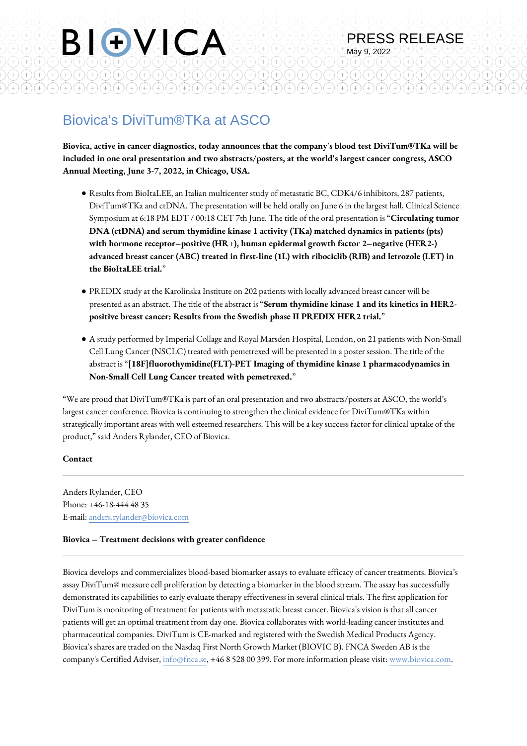PRESS RELEASE
May 9, 2022

# Biovica's DiviTum®TKa at ASCO

**Biovica, active in cancer diagnostics, today announces that the company's blood test DiviTum®TKa will be included in one oral presentation and two abstracts/posters, at the world's largest cancer congress, ASCO Annual Meeting, June 3-7, 2022, in Chicago, USA.**

- Results from BioItaLEE, an Italian multicenter study of metastatic BC, CDK4/6 inhibitors, 287 patients, DiviTum®TKa and ctDNA. The presentation will be held orally on June 6 in the largest hall, Clinical Science Symposium at 6:18 PM EDT / 00:18 CET 7th June. The title of the oral presentation is "**Circulating tumor DNA (ctDNA) and serum thymidine kinase 1 activity (TKa) matched dynamics in patients (pts) with hormone receptor–positive (HR+), human epidermal growth factor 2–negative (HER2-) advanced breast cancer (ABC) treated in first-line (1L) with ribociclib (RIB) and letrozole (LET) in the BioItaLEE trial.**"

- PREDIX study at the Karolinska Institute on 202 patients with locally advanced breast cancer will be presented as an abstract. The title of the abstract is "**Serum thymidine kinase 1 and its kinetics in HER2-positive breast cancer: Results from the Swedish phase II PREDIX HER2 trial.**"

- A study performed by Imperial Collage and Royal Marsden Hospital, London, on 21 patients with Non-Small Cell Lung Cancer (NSCLC) treated with pemetrexed will be presented in a poster session. The title of the abstract is "**[18F]fluorothymidine(FLT)-PET Imaging of thymidine kinase 1 pharmacodynamics in Non-Small Cell Lung Cancer treated with pemetrexed.**"

"We are proud that DiviTum®TKa is part of an oral presentation and two abstracts/posters at ASCO, the world's largest cancer conference. Biovica is continuing to strengthen the clinical evidence for DiviTum®TKa within strategically important areas with well esteemed researchers. This will be a key success factor for clinical uptake of the product," said Anders Rylander, CEO of Biovica.

**Contact**

---

Anders Rylander, CEO
Phone: +46-18-444 48 35
E-mail: anders.rylander@biovica.com

**Biovica – Treatment decisions with greater confidence**

---

Biovica develops and commercializes blood-based biomarker assays to evaluate efficacy of cancer treatments. Biovica's assay DiviTum® measure cell proliferation by detecting a biomarker in the blood stream. The assay has successfully demonstrated its capabilities to early evaluate therapy effectiveness in several clinical trials. The first application for DiviTum is monitoring of treatment for patients with metastatic breast cancer. Biovica's vision is that all cancer patients will get an optimal treatment from day one. Biovica collaborates with world-leading cancer institutes and pharmaceutical companies. DiviTum is CE-marked and registered with the Swedish Medical Products Agency. Biovica's shares are traded on the Nasdaq First North Growth Market (BIOVIC B). FNCA Sweden AB is the company's Certified Adviser, info@fnca.se, +46 8 528 00 399. For more information please visit: www.biovica.com.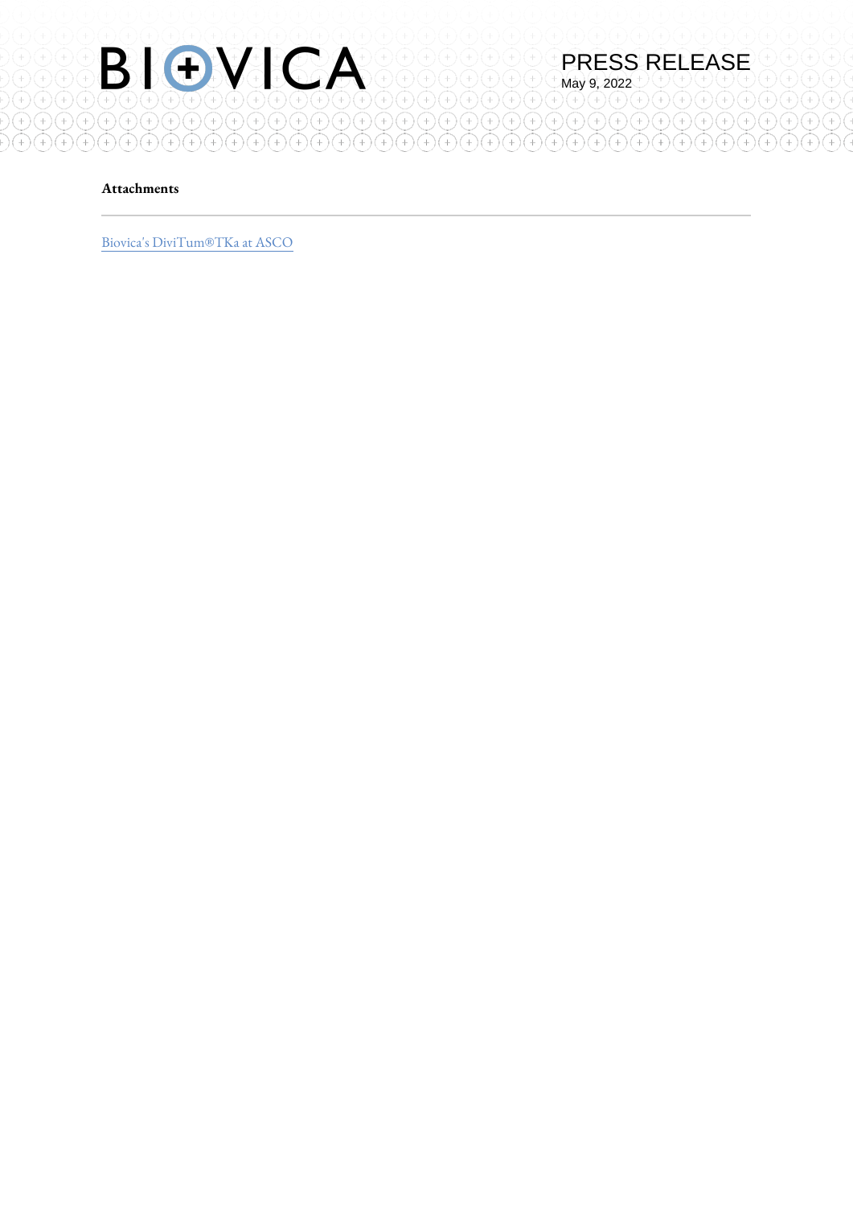**Attachments**

Biovica's DiviTum®TKa at ASCO